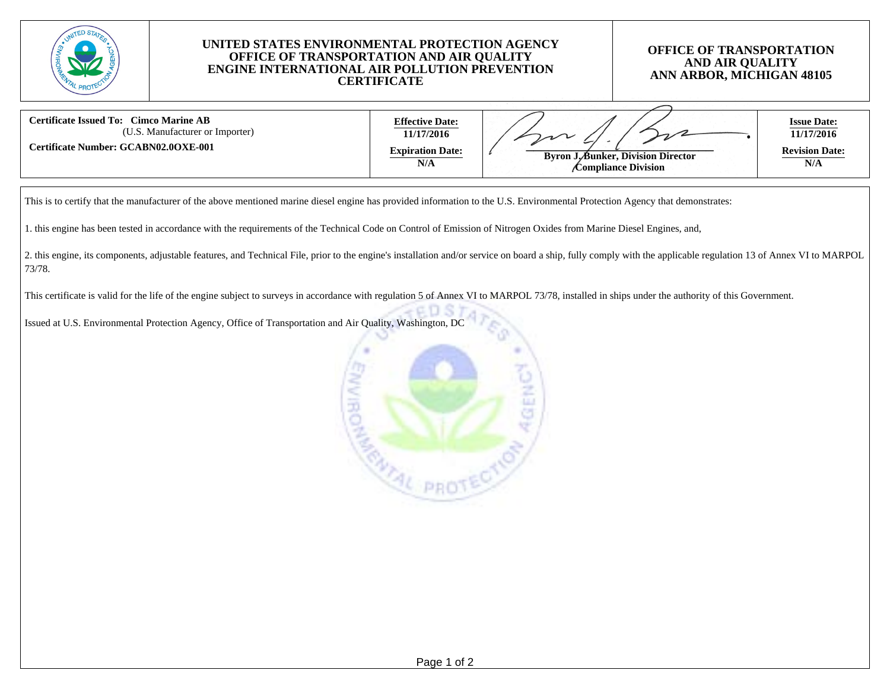**UNITED STATES ENVIRONMENTAL PROTECTION AGENCY**
**OFFICE OF TRANSPORTATION AND AIR QUALITY**
**ENGINE INTERNATIONAL AIR POLLUTION PREVENTION CERTIFICATE**

**OFFICE OF TRANSPORTATION AND AIR QUALITY**
**ANN ARBOR, MICHIGAN 48105**

| | | | |
|---|---|---|---|
| **Certificate Issued To: Cimco Marine AB** (U.S. Manufacturer or Importer)<br>**Certificate Number: GCABN02.0OXE-001** | **Effective Date:** 11/17/2016<br>**Expiration Date:** N/A | **Byron J. Bunker, Division Director**<br>**Compliance Division** | **Issue Date:** 11/17/2016<br>**Revision Date:** N/A |

This is to certify that the manufacturer of the above mentioned marine diesel engine has provided information to the U.S. Environmental Protection Agency that demonstrates:

1. this engine has been tested in accordance with the requirements of the Technical Code on Control of Emission of Nitrogen Oxides from Marine Diesel Engines, and,

2. this engine, its components, adjustable features, and Technical File, prior to the engine's installation and/or service on board a ship, fully comply with the applicable regulation 13 of Annex VI to MARPOL 73/78.

This certificate is valid for the life of the engine subject to surveys in accordance with regulation 5 of Annex VI to MARPOL 73/78, installed in ships under the authority of this Government.

Issued at U.S. Environmental Protection Agency, Office of Transportation and Air Quality, Washington, DC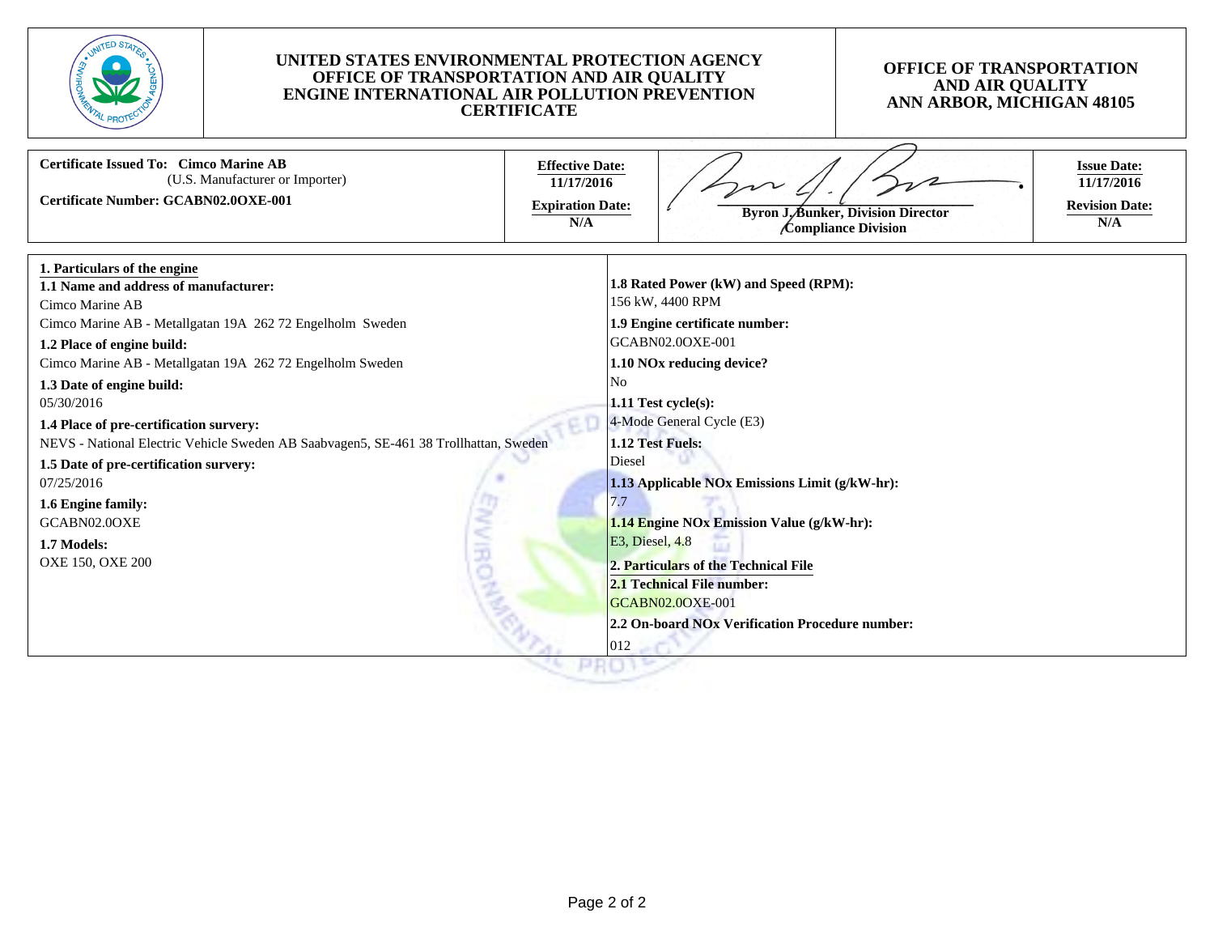| | | |
|---|---|---|
| | **UNITED STATES ENVIRONMENTAL PROTECTION AGENCY**<br>**OFFICE OF TRANSPORTATION AND AIR QUALITY**<br>**ENGINE INTERNATIONAL AIR POLLUTION PREVENTION CERTIFICATE** | **OFFICE OF TRANSPORTATION AND AIR QUALITY**<br>**ANN ARBOR, MICHIGAN 48105** |

| | | | |
|---|---|---|---|
| **Certificate Issued To: Cimco Marine AB**<br>(U.S. Manufacturer or Importer)<br>**Certificate Number: GCABN02.0OXE-001** | **Effective Date:**<br>**11/17/2016**<br>**Expiration Date:**<br>**N/A** | **Byron J. Bunker, Division Director**<br>**Compliance Division** | **Issue Date:**<br>**11/17/2016**<br>**Revision Date:**<br>**N/A** |

**1. Particulars of the engine**

**1.1 Name and address of manufacturer:**
Cimco Marine AB
Cimco Marine AB - Metallgatan 19A 262 72 Engelholm Sweden

**1.2 Place of engine build:**
Cimco Marine AB - Metallgatan 19A 262 72 Engelholm Sweden

**1.3 Date of engine build:**
05/30/2016

**1.4 Place of pre-certification survery:**
NEVS - National Electric Vehicle Sweden AB Saabvagen5, SE-461 38 Trollhattan, Sweden

**1.5 Date of pre-certification survery:**
07/25/2016

**1.6 Engine family:**
GCABN02.0OXE

**1.7 Models:**
OXE 150, OXE 200

**1.8 Rated Power (kW) and Speed (RPM):**
156 kW, 4400 RPM

**1.9 Engine certificate number:**
GCABN02.0OXE-001

**1.10 NOx reducing device?**
No

**1.11 Test cycle(s):**
4-Mode General Cycle (E3)

**1.12 Test Fuels:**
Diesel

**1.13 Applicable NOx Emissions Limit (g/kW-hr):**
7.7

**1.14 Engine NOx Emission Value (g/kW-hr):**
E3, Diesel, 4.8

**2. Particulars of the Technical File**

**2.1 Technical File number:**
GCABN02.0OXE-001

**2.2 On-board NOx Verification Procedure number:**
012